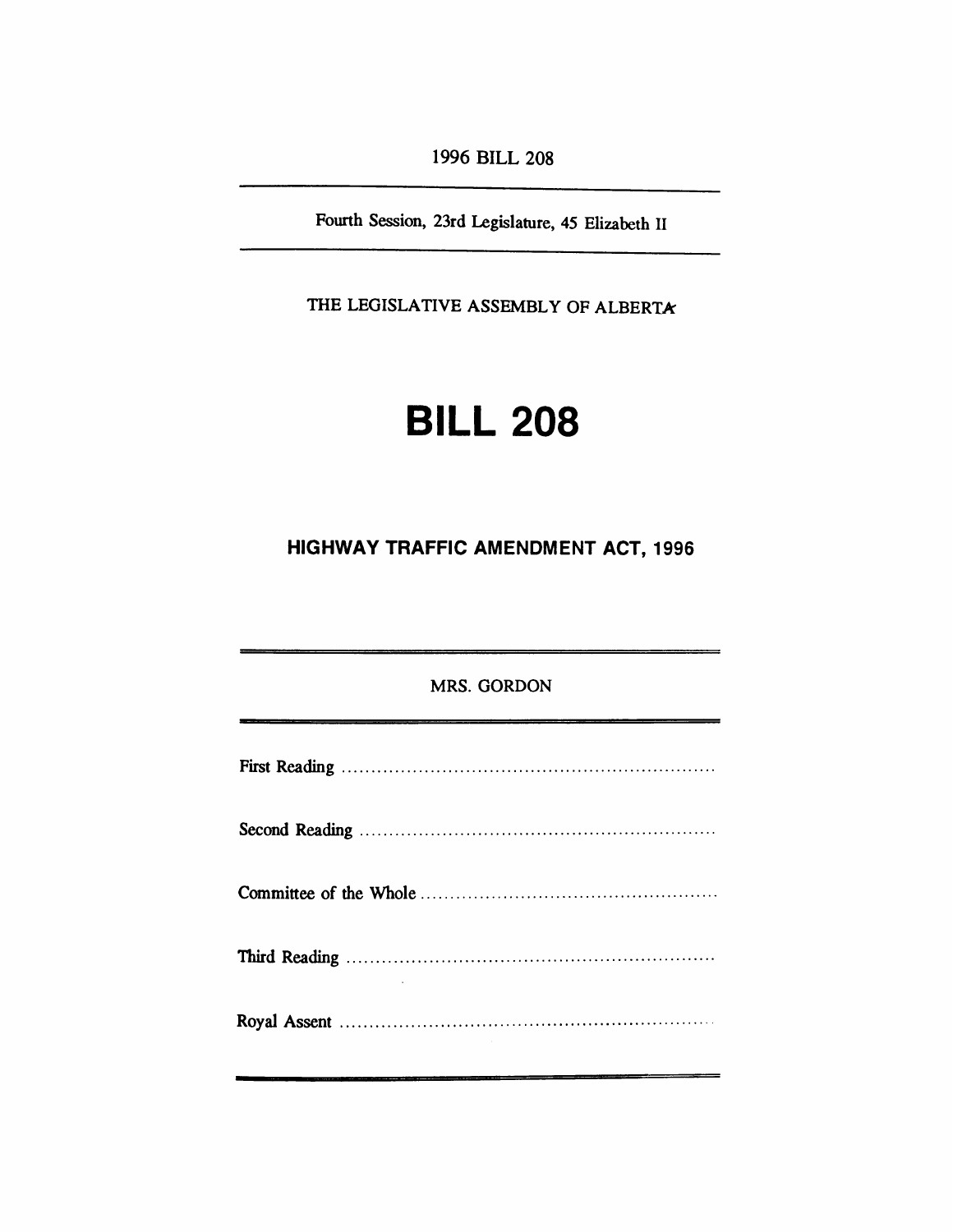1996 BILL 208

---

Fourth Session, 23rd Legislature, 45 Elizabeth II

---

THE LEGISLATIVE ASSEMBLY OF ALBERTA

# BILL 208

## HIGHWAY TRAFFIC AMENDMENT ACT, 1996

---

MRS. GORDON

---

First Reading ................................................................

Second Reading ............................................................

Committee of the Whole .................................................

Third Reading ..............................................................

Royal Assent ...............................................................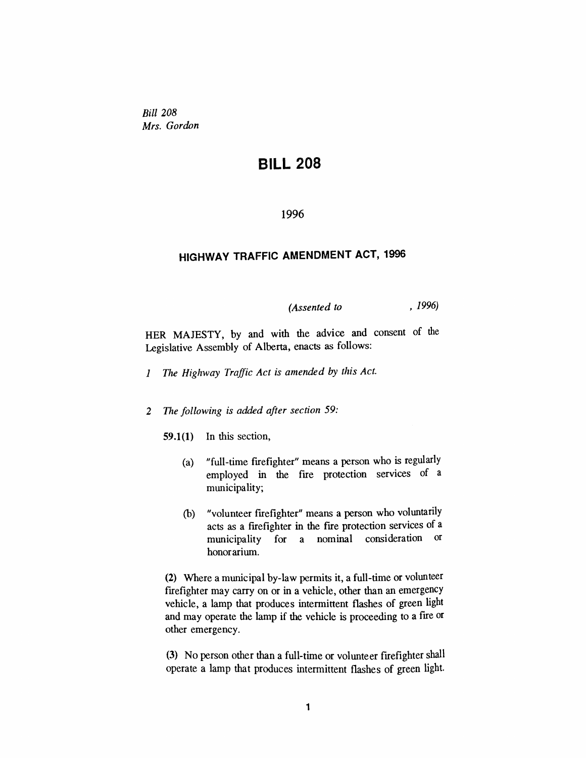*Bill 208*
*Mrs. Gordon*

# BILL 208

1996

## HIGHWAY TRAFFIC AMENDMENT ACT, 1996

*(Assented to , 1996)*

HER MAJESTY, by and with the advice and consent of the Legislative Assembly of Alberta, enacts as follows:

*1 The Highway Traffic Act is amended by this Act.*

*2 The following is added after section 59:*

**59.1(1)** In this section,

(a) "full-time firefighter" means a person who is regularly employed in the fire protection services of a municipality;

(b) "volunteer firefighter" means a person who voluntarily acts as a firefighter in the fire protection services of a municipality for a nominal consideration or honorarium.

**(2)** Where a municipal by-law permits it, a full-time or volunteer firefighter may carry on or in a vehicle, other than an emergency vehicle, a lamp that produces intermittent flashes of green light and may operate the lamp if the vehicle is proceeding to a fire or other emergency.

**(3)** No person other than a full-time or volunteer firefighter shall operate a lamp that produces intermittent flashes of green light.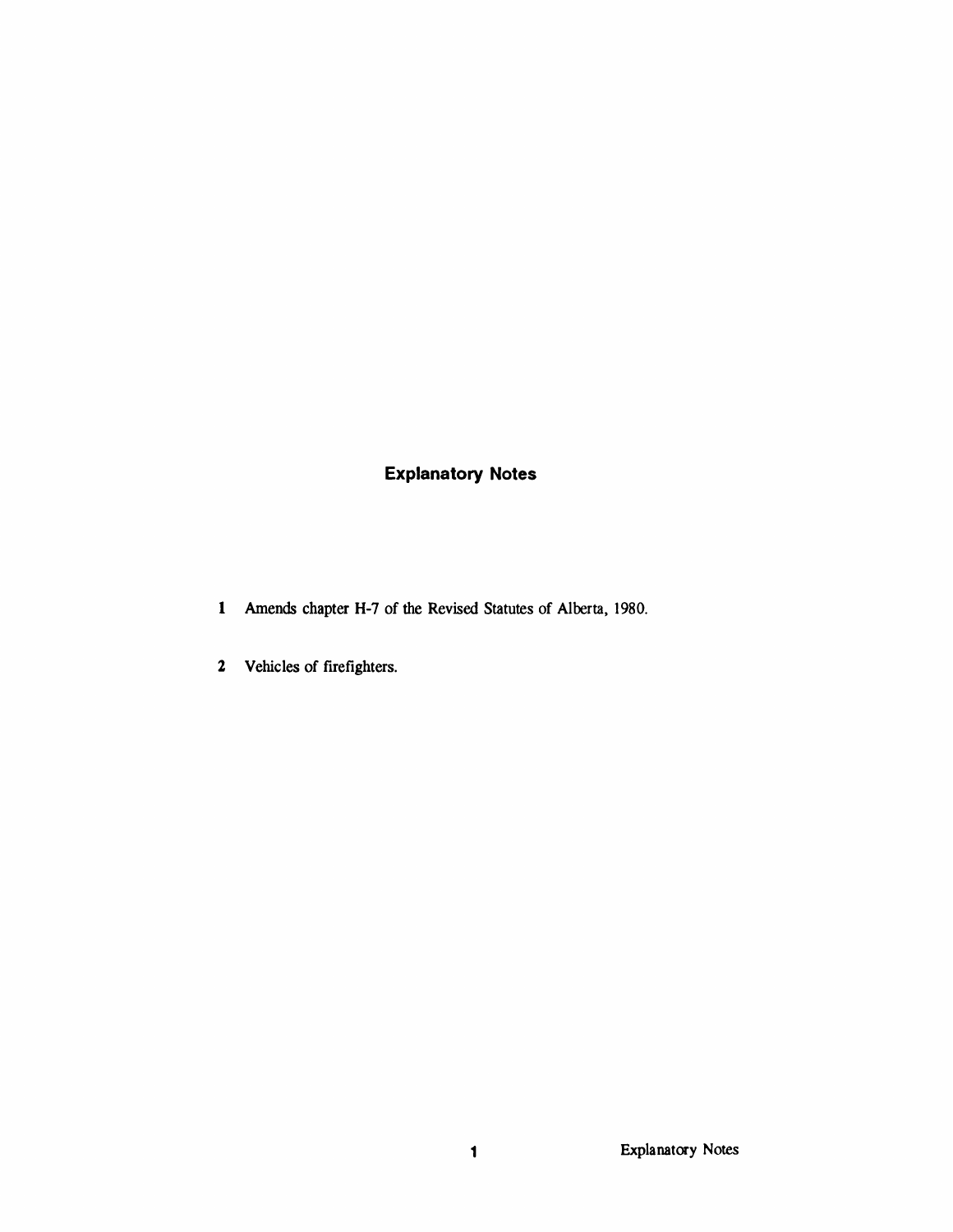## Explanatory Notes

**1** Amends chapter H-7 of the Revised Statutes of Alberta, 1980.

**2** Vehicles of firefighters.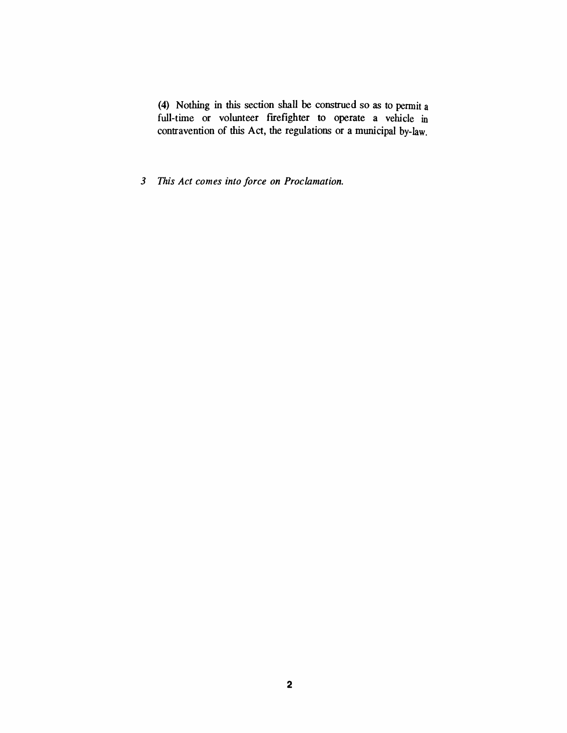(4) Nothing in this section shall be construed so as to permit a full-time or volunteer firefighter to operate a vehicle in contravention of this Act, the regulations or a municipal by-law.

*3 This Act comes into force on Proclamation.*